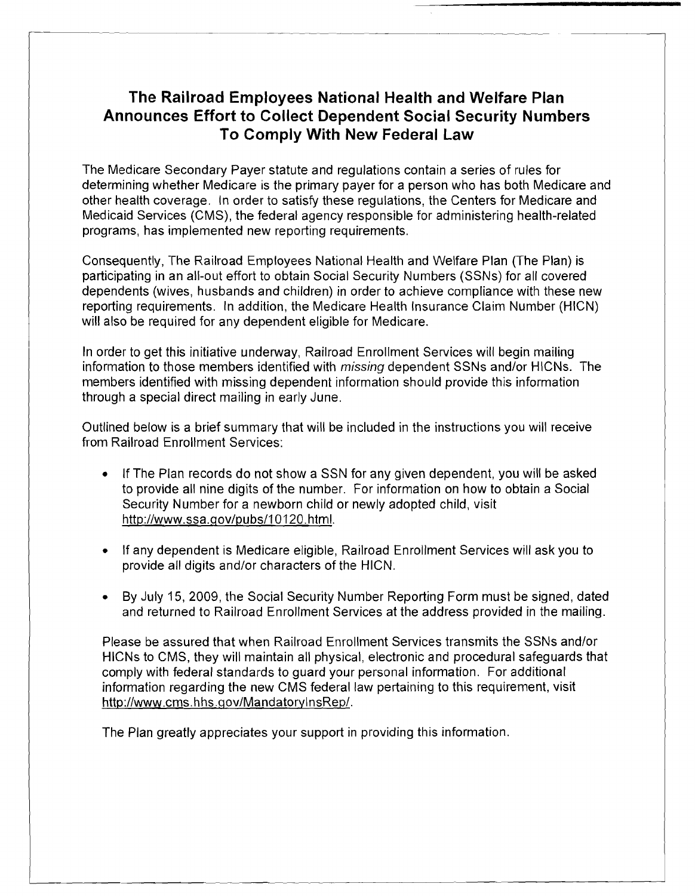# The Railroad Employees National Health and Welfare Plan Announces Effort to Collect Dependent Social Security Numbers To Comply With New Federal Law

The Medicare Secondary Payer statute and regulations contain a series of rules for determining whether Medicare is the primary payer for a person who has both Medicare and other health coverage. In order to satisfy these regulations, the Centers for Medicare and Medicaid Services (CMS), the federal agency responsible for administering health-related programs, has implemented new reporting requirements.

Consequently, The Railroad Employees National Health and Welfare Plan (The Plan) is participating in an all-out effort to obtain Social Security Numbers (SSNs) for all covered dependents (wives, husbands and children) in order to achieve compliance with these new reporting requirements. In addition, the Medicare Health Insurance Claim Number (HICN) will also be required for any dependent eligible for Medicare.

In order to get this initiative underway, Railroad Enrollment Services will begin mailing information to those members identified with *missing* dependent SSNs and/or HICNs. The members identified with missing dependent information should provide this information through a special direct mailing in early June.

Outlined below is a brief summary that will be included in the instructions you will receive from Railroad Enrollment Services:

- If The Plan records do not show a SSN for any given dependent, you will be asked to provide all nine digits of the number. For information on how to obtain a Social Security Number for a newborn child or newly adopted child, visit http://www.ssa.gov/pubs/10120.html.
- If any dependent is Medicare eligible, Railroad Enrollment Services will ask you to provide all digits and/or characters of the HICN.
- By July 15, 2009, the Social Security Number Reporting Form must be signed, dated and returned to Railroad Enrollment Services at the address provided in the mailing.

Please be assured that when Railroad Enrollment Services transmits the SSNs and/or HICNs to CMS, they will maintain all physical, electronic and procedural safeguards that comply with federal standards to guard your personal information. For additional information regarding the new CMS federal law pertaining to this requirement, visit http://www.cms.hhs.gov/MandatoryInsRep/.

The Plan greatly appreciates your support in providing this information.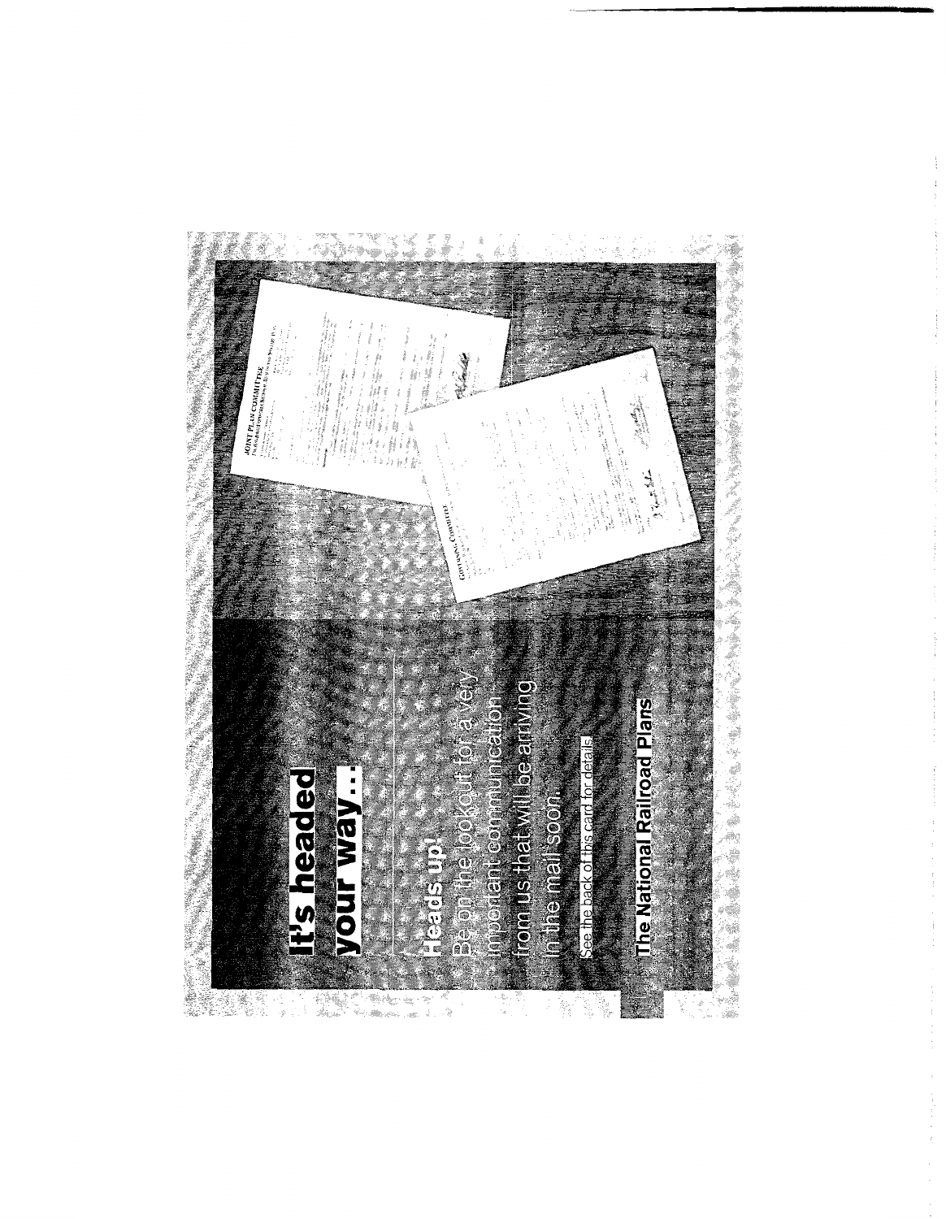# It's headed your way...

**Heads up!**

Be on the lookout for a very important communication from us that will be arriving in the mail soon.

See the back of this card for details.

**The National Railroad Plans**

JOINT PLAN COMMITTEE

GOVERNING COMMITTEE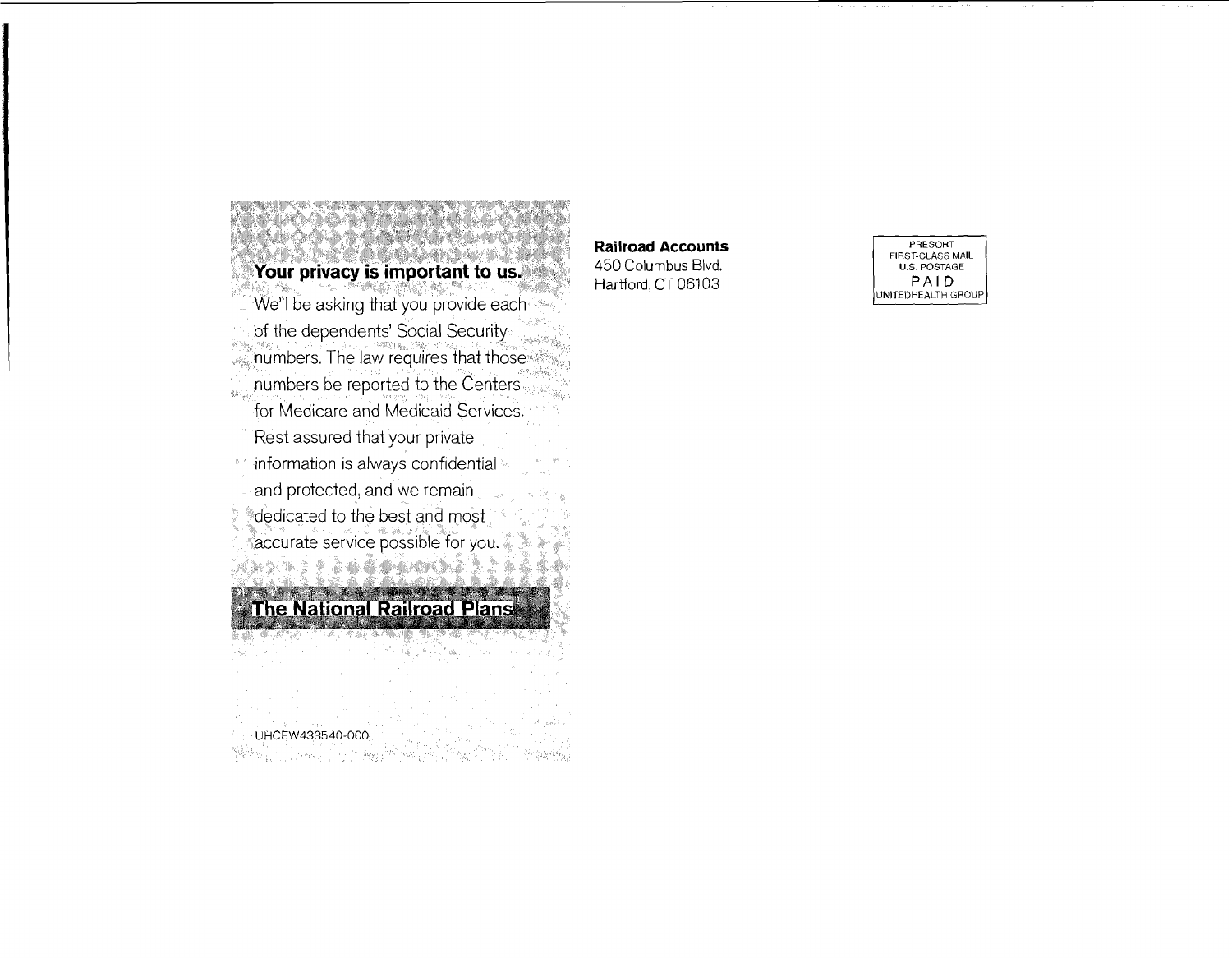## Your privacy is important to us.

We'll be asking that you provide each of the dependents' Social Security numbers. The law requires that those numbers be reported to the Centers for Medicare and Medicaid Services. Rest assured that your private information is always confidential and protected, and we remain dedicated to the best and most accurate service possible for you.

**The National Railroad Plans**

UHCEW433540-000

**Railroad Accounts**
450 Columbus Blvd.
Hartford, CT 06103

PRESORT
FIRST-CLASS MAIL
U.S. POSTAGE
PAID
UNITEDHEALTH GROUP